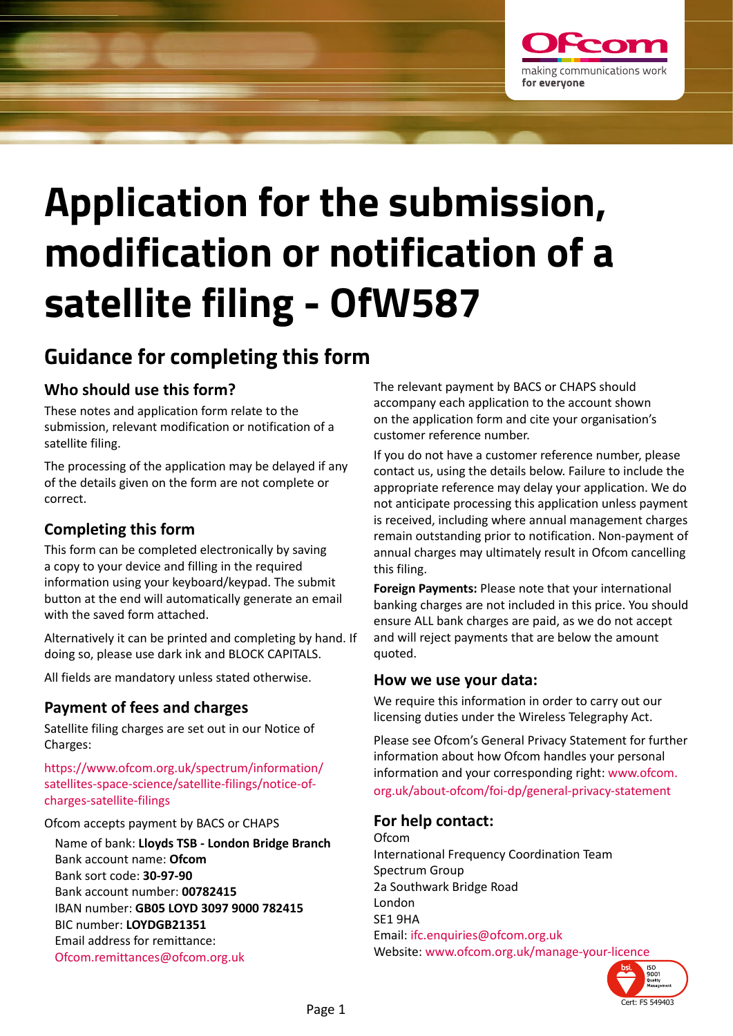# Application for the submission, modification or notification of a satellite filing - OfW587

## Guidance for completing this form

### Who should use this form?

These notes and application form relate to the submission, relevant modification or notification of a satellite filing.

The processing of the application may be delayed if any of the details given on the form are not complete or correct.

### Completing this form

This form can be completed electronically by saving a copy to your device and filling in the required information using your keyboard/keypad. The submit button at the end will automatically generate an email with the saved form attached.

Alternatively it can be printed and completing by hand. If doing so, please use dark ink and BLOCK CAPITALS.

All fields are mandatory unless stated otherwise.

### Payment of fees and charges

Satellite filing charges are set out in our Notice of Charges:

https://www.ofcom.org.uk/spectrum/information/satellites-space-science/satellite-filings/notice-of-charges-satellite-filings

Ofcom accepts payment by BACS or CHAPS

Name of bank: **Lloyds TSB - London Bridge Branch**
Bank account name: **Ofcom**
Bank sort code: **30-97-90**
Bank account number: **00782415**
IBAN number: **GB05 LOYD 3097 9000 782415**
BIC number: **LOYDGB21351**
Email address for remittance:
Ofcom.remittances@ofcom.org.uk

The relevant payment by BACS or CHAPS should accompany each application to the account shown on the application form and cite your organisation's customer reference number.

If you do not have a customer reference number, please contact us, using the details below. Failure to include the appropriate reference may delay your application. We do not anticipate processing this application unless payment is received, including where annual management charges remain outstanding prior to notification. Non-payment of annual charges may ultimately result in Ofcom cancelling this filing.

**Foreign Payments:** Please note that your international banking charges are not included in this price. You should ensure ALL bank charges are paid, as we do not accept and will reject payments that are below the amount quoted.

### How we use your data:

We require this information in order to carry out our licensing duties under the Wireless Telegraphy Act.

Please see Ofcom's General Privacy Statement for further information about how Ofcom handles your personal information and your corresponding right: www.ofcom.org.uk/about-ofcom/foi-dp/general-privacy-statement

### For help contact:

Ofcom
International Frequency Coordination Team
Spectrum Group
2a Southwark Bridge Road
London
SE1 9HA
Email: ifc.enquiries@ofcom.org.uk
Website: www.ofcom.org.uk/manage-your-licence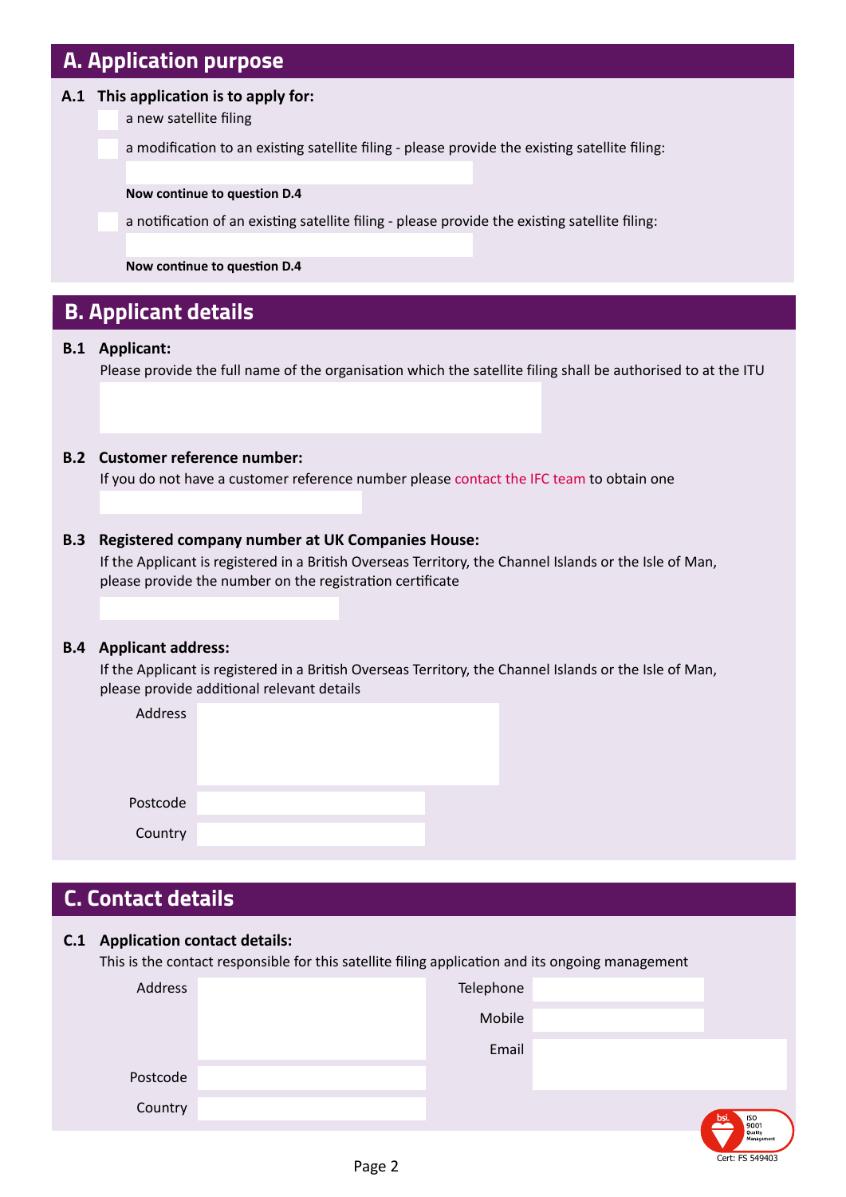## A. Application purpose

**A.1 This application is to apply for:**

- ☐ a new satellite filing
- ☐ a modification to an existing satellite filing - please provide the existing satellite filing:

  **Now continue to question D.4**

- ☐ a notification of an existing satellite filing - please provide the existing satellite filing:

  **Now continue to question D.4**

## B. Applicant details

**B.1 Applicant:**

Please provide the full name of the organisation which the satellite filing shall be authorised to at the ITU

**B.2 Customer reference number:**

If you do not have a customer reference number please contact the IFC team to obtain one

**B.3 Registered company number at UK Companies House:**

If the Applicant is registered in a British Overseas Territory, the Channel Islands or the Isle of Man, please provide the number on the registration certificate

**B.4 Applicant address:**

If the Applicant is registered in a British Overseas Territory, the Channel Islands or the Isle of Man, please provide additional relevant details

Address

Postcode

Country

## C. Contact details

**C.1 Application contact details:**

This is the contact responsible for this satellite filing application and its ongoing management

Address

Postcode

Country

Telephone

Mobile

Email

Cert: FS 549403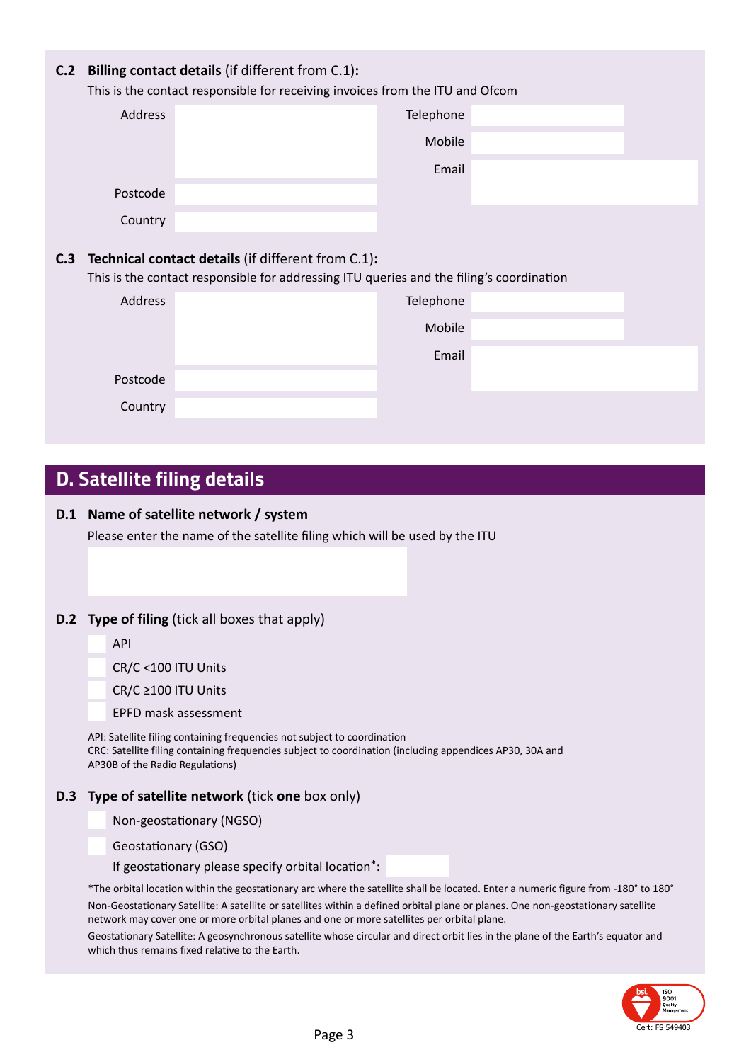**C.2 Billing contact details** (if different from C.1)**:**

This is the contact responsible for receiving invoices from the ITU and Ofcom

| | | | |
|---|---|---|---|
| Address | | Telephone | |
| | | Mobile | |
| | | Email | |
| Postcode | | | |
| Country | | | |

**C.3 Technical contact details** (if different from C.1)**:**

This is the contact responsible for addressing ITU queries and the filing's coordination

| | | | |
|---|---|---|---|
| Address | | Telephone | |
| | | Mobile | |
| | | Email | |
| Postcode | | | |
| Country | | | |

## D. Satellite filing details

**D.1 Name of satellite network / system**

Please enter the name of the satellite filing which will be used by the ITU

**D.2 Type of filing** (tick all boxes that apply)

- ☐ API
- ☐ CR/C <100 ITU Units
- ☐ CR/C ≥100 ITU Units
- ☐ EPFD mask assessment

API: Satellite filing containing frequencies not subject to coordination
CRC: Satellite filing containing frequencies subject to coordination (including appendices AP30, 30A and AP30B of the Radio Regulations)

**D.3 Type of satellite network** (tick **one** box only)

- ☐ Non-geostationary (NGSO)
- ☐ Geostationary (GSO)

If geostationary please specify orbital location*:

*The orbital location within the geostationary arc where the satellite shall be located. Enter a numeric figure from -180° to 180°

Non-Geostationary Satellite: A satellite or satellites within a defined orbital plane or planes. One non-geostationary satellite network may cover one or more orbital planes and one or more satellites per orbital plane.

Geostationary Satellite: A geosynchronous satellite whose circular and direct orbit lies in the plane of the Earth's equator and which thus remains fixed relative to the Earth.

bsi. ISO 9001 Quality Management Cert: FS 549403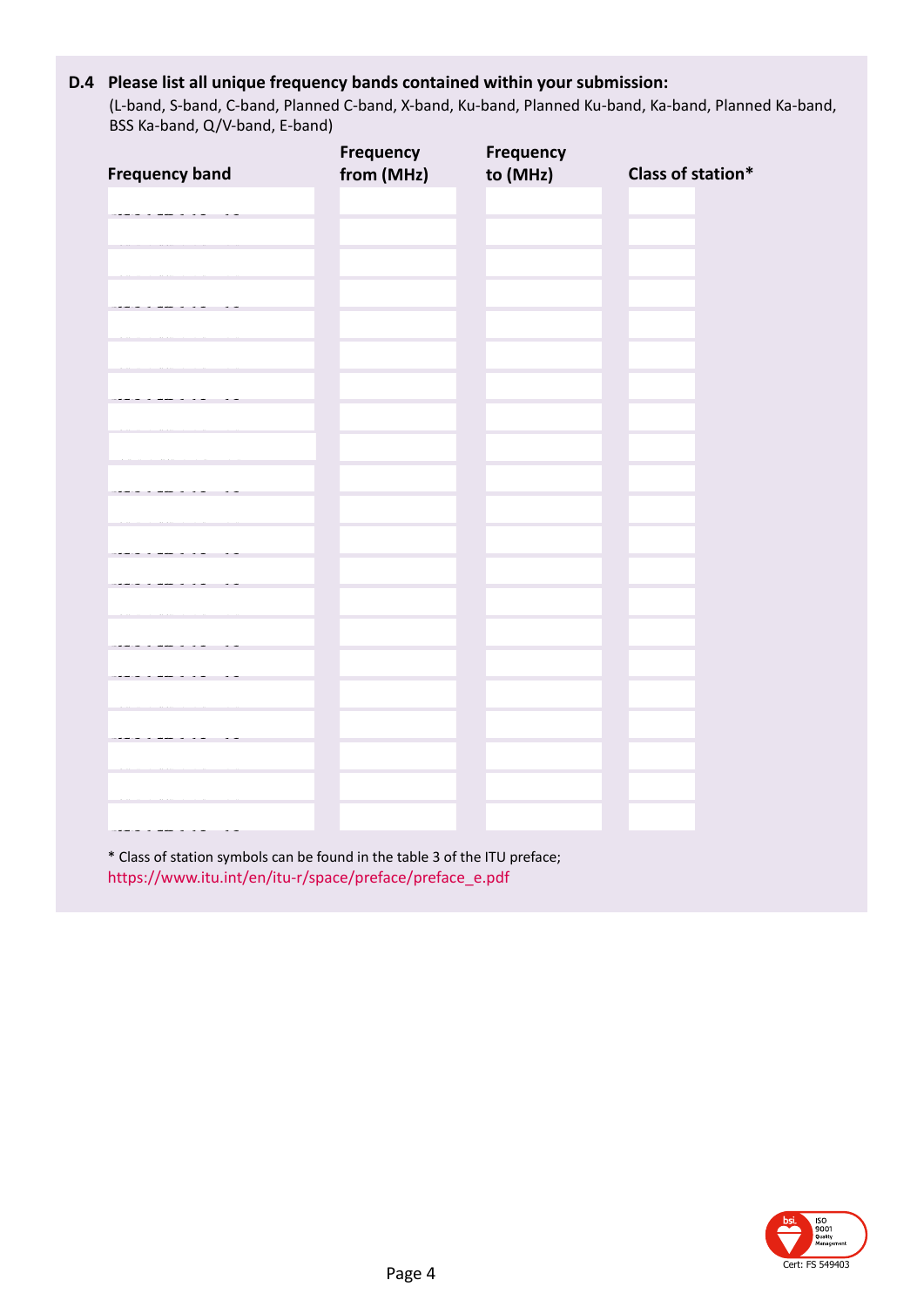**D.4 Please list all unique frequency bands contained within your submission:**

(L-band, S-band, C-band, Planned C-band, X-band, Ku-band, Planned Ku-band, Ka-band, Planned Ka-band, BSS Ka-band, Q/V-band, E-band)

| Frequency band | Frequency from (MHz) | Frequency to (MHz) | Class of station* |
|---|---|---|---|
| | | | |
| | | | |
| | | | |
| | | | |
| | | | |
| | | | |
| | | | |
| | | | |
| | | | |
| | | | |
| | | | |
| | | | |
| | | | |
| | | | |
| | | | |
| | | | |
| | | | |
| | | | |
| | | | |
| | | | |
| | | | |

* Class of station symbols can be found in the table 3 of the ITU preface; https://www.itu.int/en/itu-r/space/preface/preface_e.pdf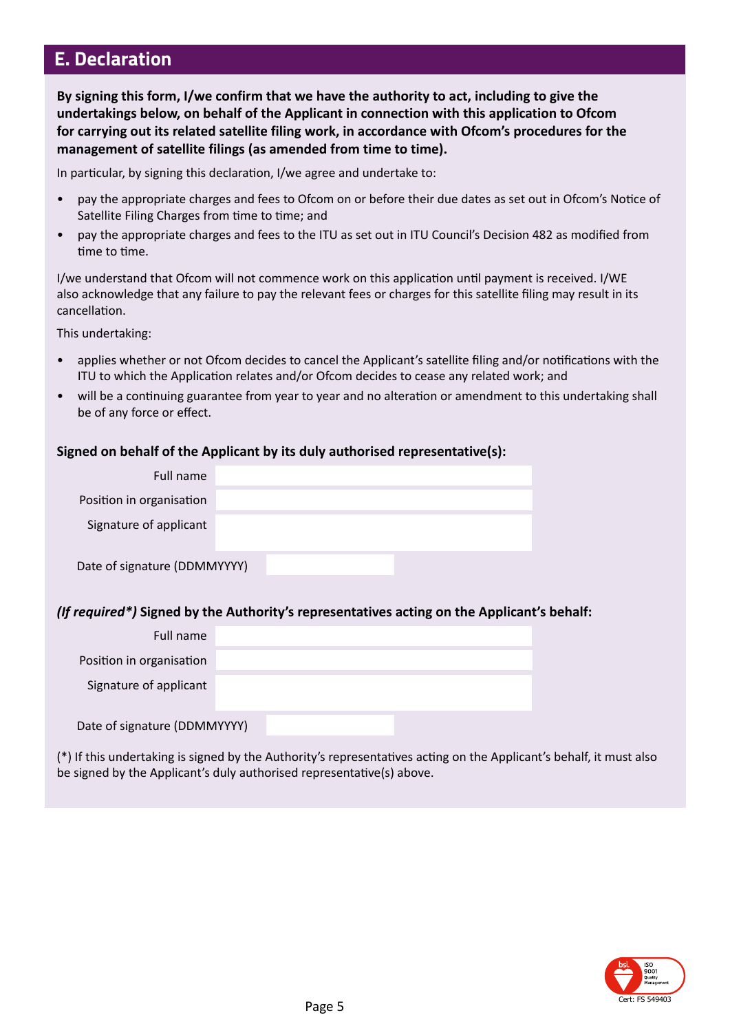## E. Declaration

**By signing this form, I/we confirm that we have the authority to act, including to give the undertakings below, on behalf of the Applicant in connection with this application to Ofcom for carrying out its related satellite filing work, in accordance with Ofcom's procedures for the management of satellite filings (as amended from time to time).**

In particular, by signing this declaration, I/we agree and undertake to:

- pay the appropriate charges and fees to Ofcom on or before their due dates as set out in Ofcom's Notice of Satellite Filing Charges from time to time; and
- pay the appropriate charges and fees to the ITU as set out in ITU Council's Decision 482 as modified from time to time.

I/we understand that Ofcom will not commence work on this application until payment is received. I/WE also acknowledge that any failure to pay the relevant fees or charges for this satellite filing may result in its cancellation.

This undertaking:

- applies whether or not Ofcom decides to cancel the Applicant's satellite filing and/or notifications with the ITU to which the Application relates and/or Ofcom decides to cease any related work; and
- will be a continuing guarantee from year to year and no alteration or amendment to this undertaking shall be of any force or effect.

**Signed on behalf of the Applicant by its duly authorised representative(s):**

| | |
|---|---|
| Full name | |
| Position in organisation | |
| Signature of applicant | |
| Date of signature (DDMMYYYY) | |

***(If required\*)*** **Signed by the Authority's representatives acting on the Applicant's behalf:**

| | |
|---|---|
| Full name | |
| Position in organisation | |
| Signature of applicant | |
| Date of signature (DDMMYYYY) | |

(*) If this undertaking is signed by the Authority's representatives acting on the Applicant's behalf, it must also be signed by the Applicant's duly authorised representative(s) above.

ISO 9001 Quality Management Cert: FS 549403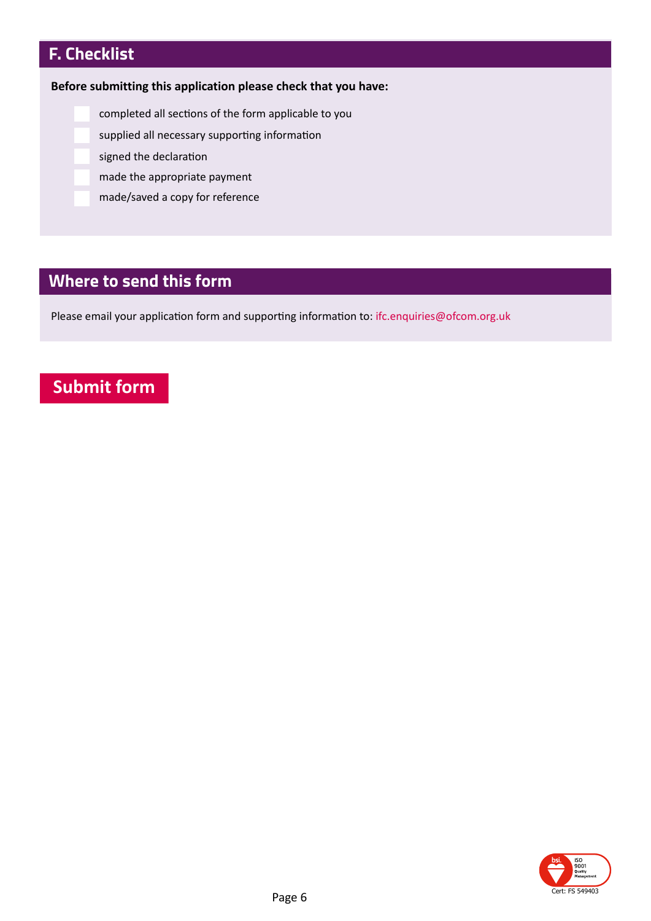## F. Checklist

**Before submitting this application please check that you have:**

- [ ] completed all sections of the form applicable to you
- [ ] supplied all necessary supporting information
- [ ] signed the declaration
- [ ] made the appropriate payment
- [ ] made/saved a copy for reference

## Where to send this form

Please email your application form and supporting information to: ifc.enquiries@ofcom.org.uk

**Submit form**

bsi. ISO 9001 Quality Management
Cert: FS 549403